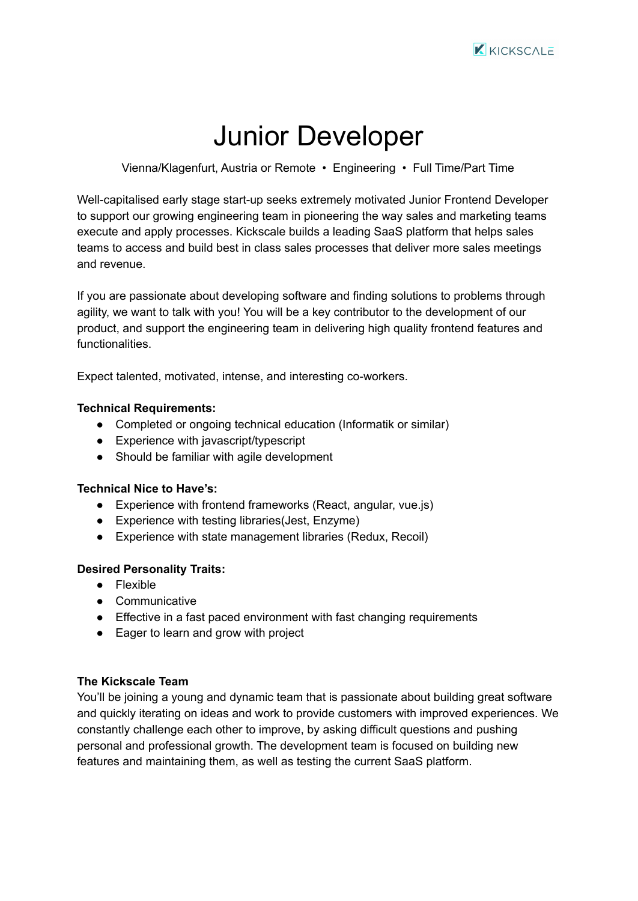# Junior Developer

Vienna/Klagenfurt, Austria or Remote • Engineering • Full Time/Part Time

Well-capitalised early stage start-up seeks extremely motivated Junior Frontend Developer to support our growing engineering team in pioneering the way sales and marketing teams execute and apply processes. Kickscale builds a leading SaaS platform that helps sales teams to access and build best in class sales processes that deliver more sales meetings and revenue.

If you are passionate about developing software and finding solutions to problems through agility, we want to talk with you! You will be a key contributor to the development of our product, and support the engineering team in delivering high quality frontend features and functionalities.

Expect talented, motivated, intense, and interesting co-workers.

**Technical Requirements:**

- Completed or ongoing technical education (Informatik or similar)
- Experience with javascript/typescript
- Should be familiar with agile development

**Technical Nice to Have's:**

- Experience with frontend frameworks (React, angular, vue.js)
- Experience with testing libraries(Jest, Enzyme)
- Experience with state management libraries (Redux, Recoil)

**Desired Personality Traits:**

- Flexible
- Communicative
- Effective in a fast paced environment with fast changing requirements
- Eager to learn and grow with project

**The Kickscale Team**

You'll be joining a young and dynamic team that is passionate about building great software and quickly iterating on ideas and work to provide customers with improved experiences. We constantly challenge each other to improve, by asking difficult questions and pushing personal and professional growth. The development team is focused on building new features and maintaining them, as well as testing the current SaaS platform.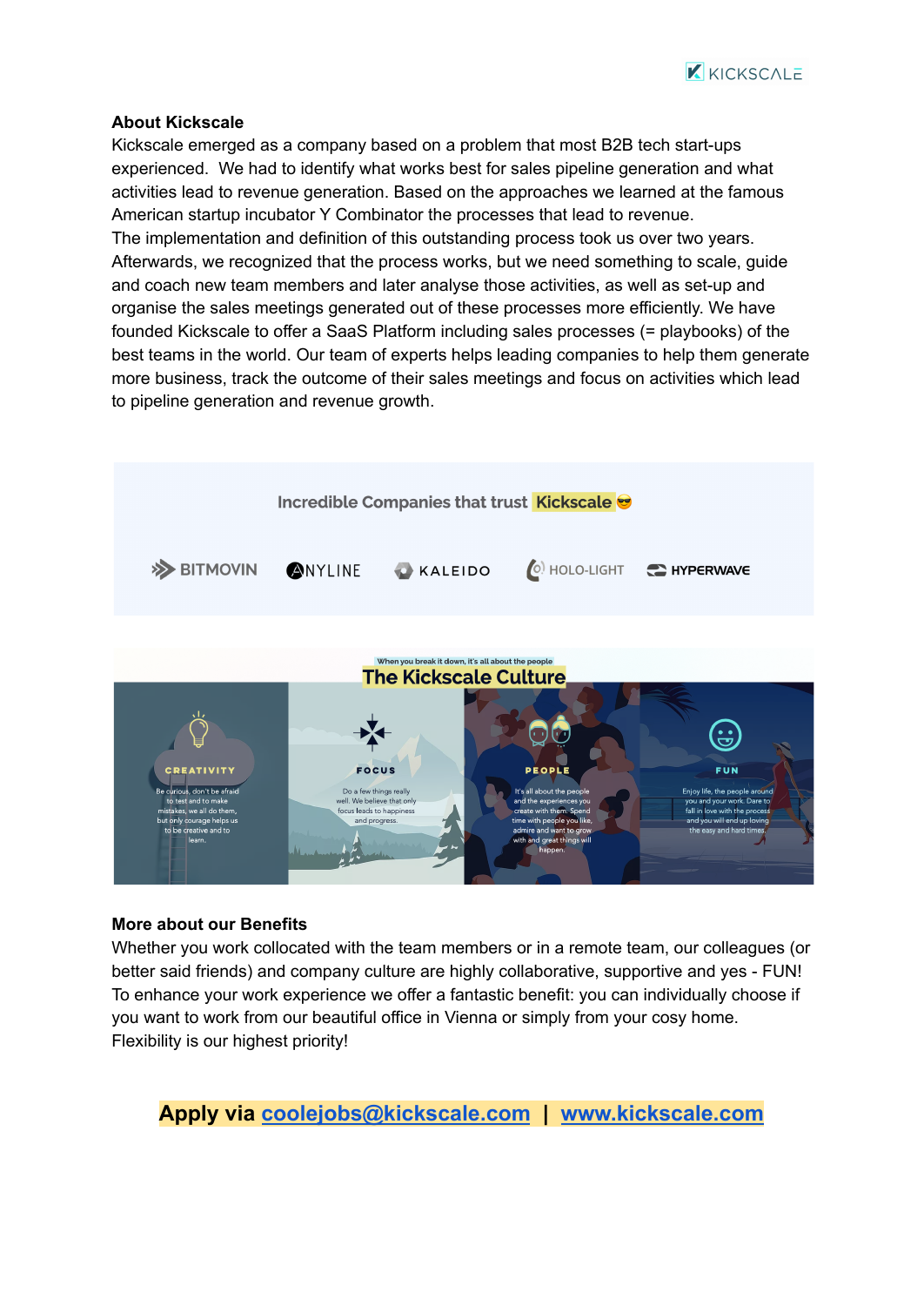## About Kickscale

Kickscale emerged as a company based on a problem that most B2B tech start-ups experienced. We had to identify what works best for sales pipeline generation and what activities lead to revenue generation. Based on the approaches we learned at the famous American startup incubator Y Combinator the processes that lead to revenue.
The implementation and definition of this outstanding process took us over two years. Afterwards, we recognized that the process works, but we need something to scale, guide and coach new team members and later analyse those activities, as well as set-up and organise the sales meetings generated out of these processes more efficiently. We have founded Kickscale to offer a SaaS Platform including sales processes (= playbooks) of the best teams in the world. Our team of experts helps leading companies to help them generate more business, track the outcome of their sales meetings and focus on activities which lead to pipeline generation and revenue growth.

Incredible Companies that trust **Kickscale** 😎

BITMOVIN | ANYLINE | KALEIDO | HOLO-LIGHT | HYPERWAVE

When you break it down, it's all about the people

**The Kickscale Culture**

**CREATIVITY**
Be curious, don't be afraid to test and to make mistakes, we all do them, but only courage helps us to be creative and to learn.

**FOCUS**
Do a few things really well. We believe that only focus leads to happiness and progress.

**PEOPLE**
It's all about the people and the experiences you create with them. Spend time with people you like, admire and want to grow with and great things will happen.

**FUN**
Enjoy life, the people around you and your work. Dare to fall in love with the process and you will end up loving the easy and hard times.

## More about our Benefits

Whether you work collocated with the team members or in a remote team, our colleagues (or better said friends) and company culture are highly collaborative, supportive and yes - FUN! To enhance your work experience we offer a fantastic benefit: you can individually choose if you want to work from our beautiful office in Vienna or simply from your cosy home. Flexibility is our highest priority!

**Apply via coolejobs@kickscale.com | www.kickscale.com**